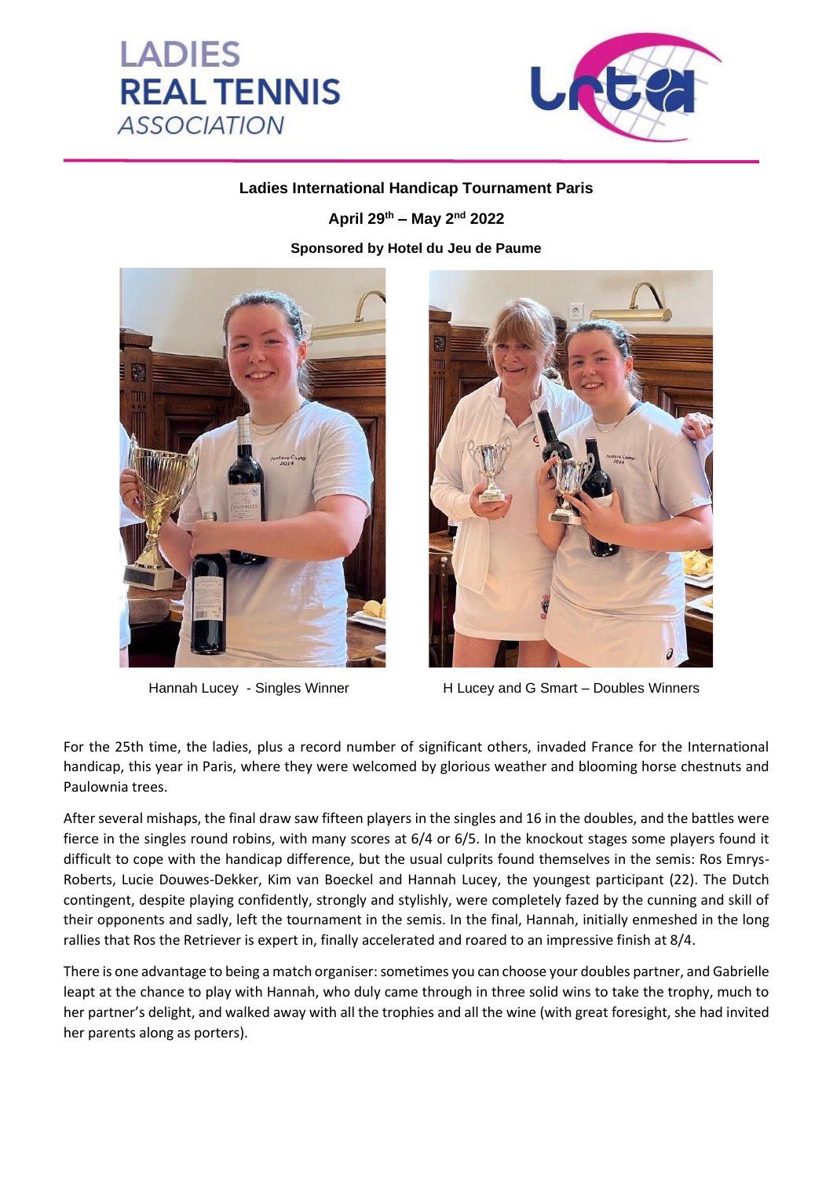# LADIES REAL TENNIS ASSOCIATION

**Ladies International Handicap Tournament Paris**

**April 29th – May 2nd 2022**

**Sponsored by Hotel du Jeu de Paume**

Hannah Lucey - Singles Winner

H Lucey and G Smart – Doubles Winners

For the 25th time, the ladies, plus a record number of significant others, invaded France for the International handicap, this year in Paris, where they were welcomed by glorious weather and blooming horse chestnuts and Paulownia trees.

After several mishaps, the final draw saw fifteen players in the singles and 16 in the doubles, and the battles were fierce in the singles round robins, with many scores at 6/4 or 6/5. In the knockout stages some players found it difficult to cope with the handicap difference, but the usual culprits found themselves in the semis: Ros Emrys-Roberts, Lucie Douwes-Dekker, Kim van Boeckel and Hannah Lucey, the youngest participant (22). The Dutch contingent, despite playing confidently, strongly and stylishly, were completely fazed by the cunning and skill of their opponents and sadly, left the tournament in the semis. In the final, Hannah, initially enmeshed in the long rallies that Ros the Retriever is expert in, finally accelerated and roared to an impressive finish at 8/4.

There is one advantage to being a match organiser: sometimes you can choose your doubles partner, and Gabrielle leapt at the chance to play with Hannah, who duly came through in three solid wins to take the trophy, much to her partner's delight, and walked away with all the trophies and all the wine (with great foresight, she had invited her parents along as porters).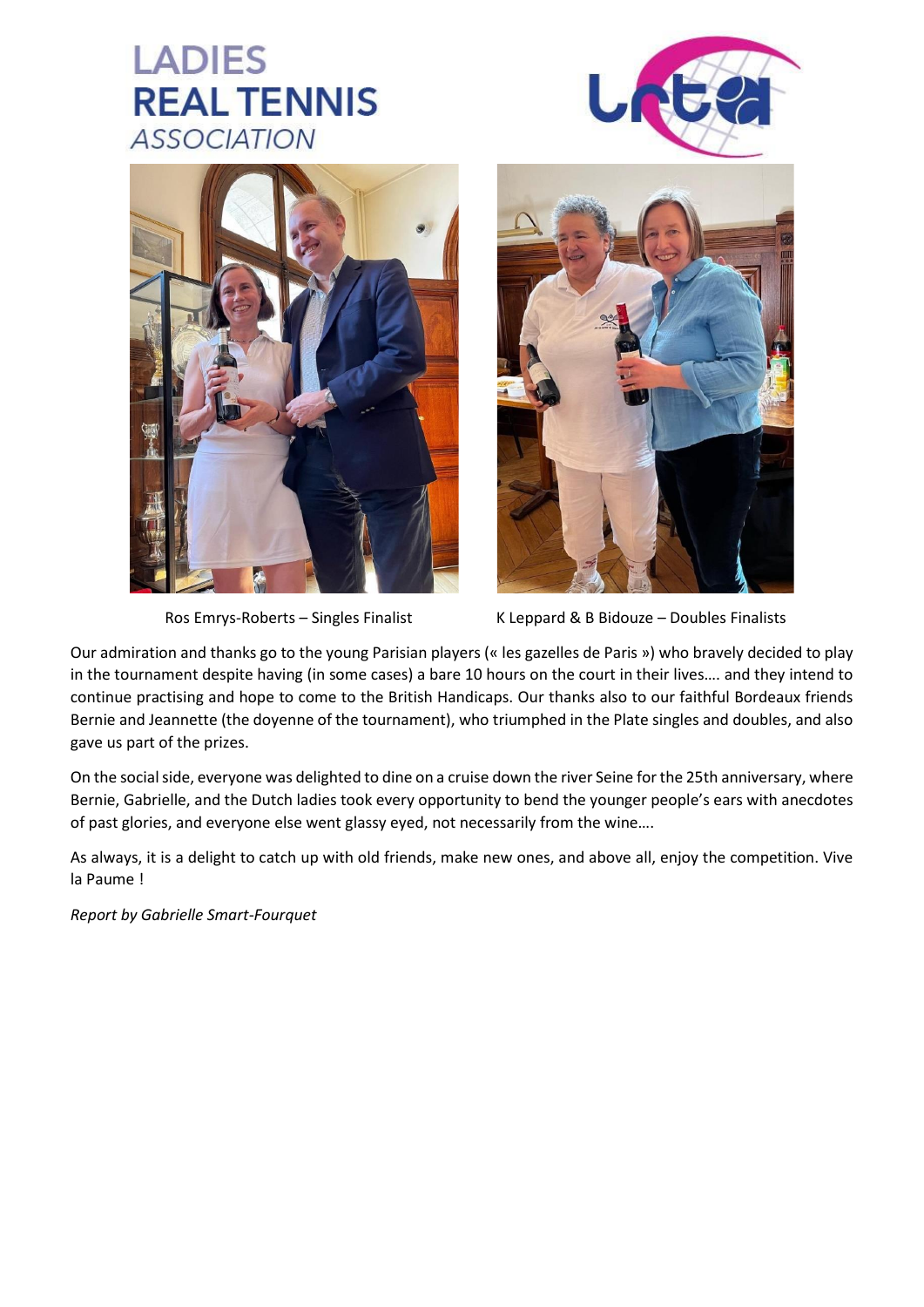# LADIES REAL TENNIS ASSOCIATION

Ros Emrys-Roberts – Singles Finalist

K Leppard & B Bidouze – Doubles Finalists

Our admiration and thanks go to the young Parisian players (« les gazelles de Paris ») who bravely decided to play in the tournament despite having (in some cases) a bare 10 hours on the court in their lives…. and they intend to continue practising and hope to come to the British Handicaps. Our thanks also to our faithful Bordeaux friends Bernie and Jeannette (the doyenne of the tournament), who triumphed in the Plate singles and doubles, and also gave us part of the prizes.

On the social side, everyone was delighted to dine on a cruise down the river Seine for the 25th anniversary, where Bernie, Gabrielle, and the Dutch ladies took every opportunity to bend the younger people's ears with anecdotes of past glories, and everyone else went glassy eyed, not necessarily from the wine….

As always, it is a delight to catch up with old friends, make new ones, and above all, enjoy the competition. Vive la Paume !

*Report by Gabrielle Smart-Fourquet*